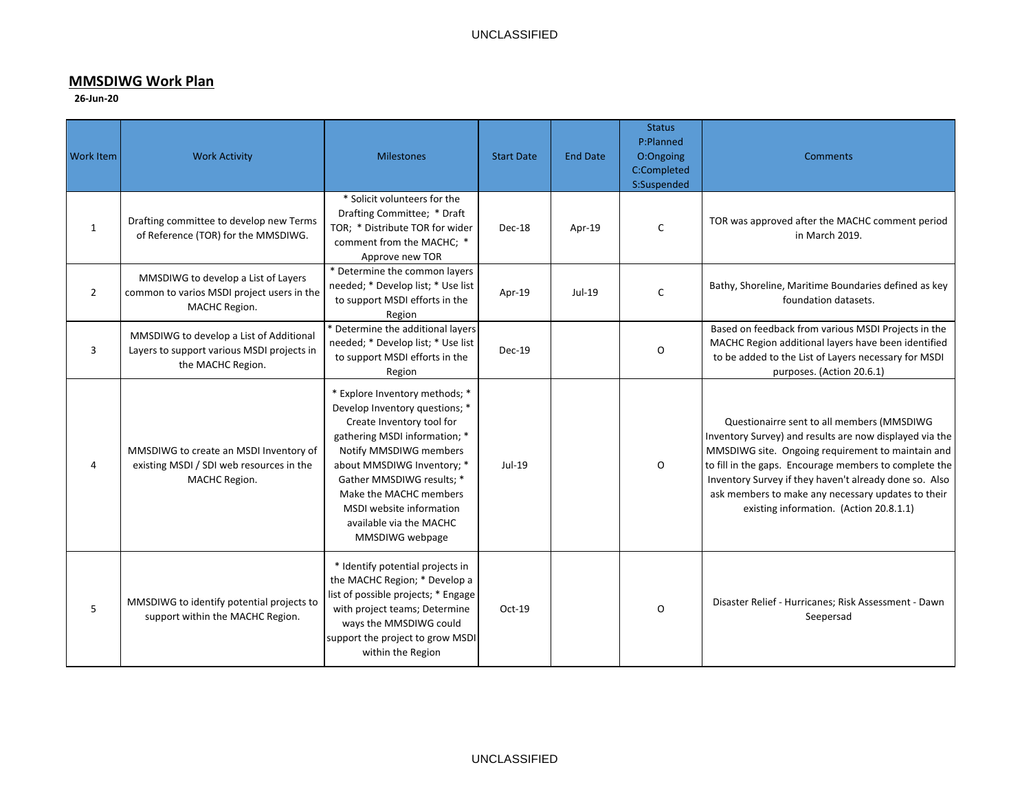## MMSDIWG Work Plan

**26-Jun-20**

| Work Item | Work Activity | Milestones | Start Date | End Date | Status P:Planned O:Ongoing C:Completed S:Suspended | Comments |
|---|---|---|---|---|---|---|
| 1 | Drafting committee to develop new Terms of Reference (TOR) for the MMSDIWG. | * Solicit volunteers for the Drafting Committee; * Draft TOR; * Distribute TOR for wider comment from the MACHC; * Approve new TOR | Dec-18 | Apr-19 | C | TOR was approved after the MACHC comment period in March 2019. |
| 2 | MMSDIWG to develop a List of Layers common to varios MSDI project users in the MACHC Region. | * Determine the common layers needed; * Develop list; * Use list to support MSDI efforts in the Region | Apr-19 | Jul-19 | C | Bathy, Shoreline, Maritime Boundaries defined as key foundation datasets. |
| 3 | MMSDIWG to develop a List of Additional Layers to support various MSDI projects in the MACHC Region. | * Determine the additional layers needed; * Develop list; * Use list to support MSDI efforts in the Region | Dec-19 | | O | Based on feedback from various MSDI Projects in the MACHC Region additional layers have been identified to be added to the List of Layers necessary for MSDI purposes. (Action 20.6.1) |
| 4 | MMSDIWG to create an MSDI Inventory of existing MSDI / SDI web resources in the MACHC Region. | * Explore Inventory methods; * Develop Inventory questions; * Create Inventory tool for gathering MSDI information; * Notify MMSDIWG members about MMSDIWG Inventory; * Gather MMSDIWG results; * Make the MACHC members MSDI website information available via the MACHC MMSDIWG webpage | Jul-19 | | O | Questionairre sent to all members (MMSDIWG Inventory Survey) and results are now displayed via the MMSDIWG site. Ongoing requirement to maintain and to fill in the gaps. Encourage members to complete the Inventory Survey if they haven't already done so. Also ask members to make any necessary updates to their existing information. (Action 20.8.1.1) |
| 5 | MMSDIWG to identify potential projects to support within the MACHC Region. | * Identify potential projects in the MACHC Region; * Develop a list of possible projects; * Engage with project teams; Determine ways the MMSDIWG could support the project to grow MSDI within the Region | Oct-19 | | O | Disaster Relief - Hurricanes; Risk Assessment - Dawn Seepersad |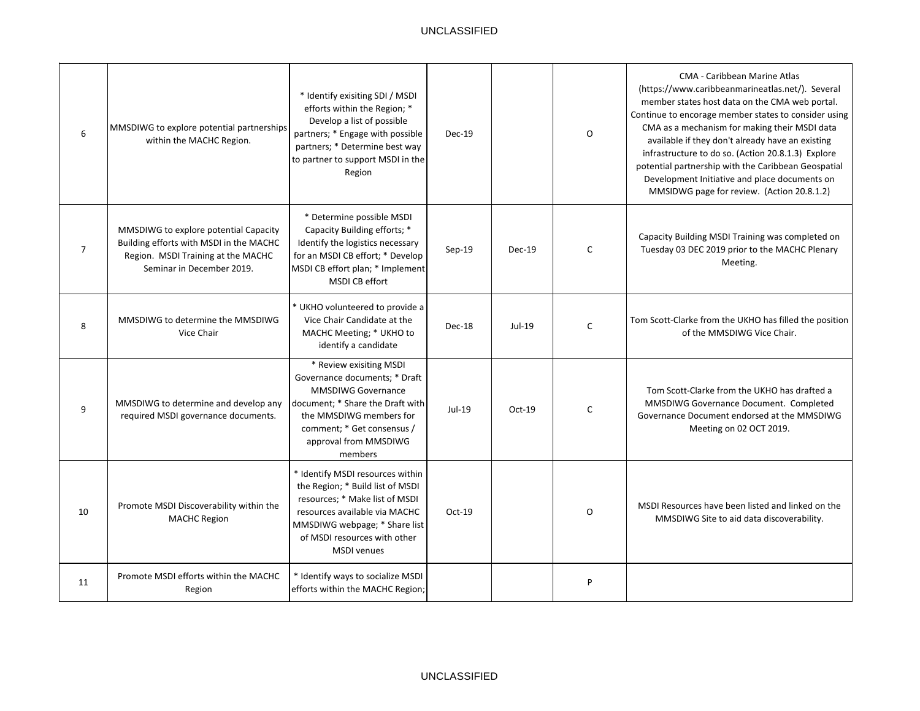| 6 | MMSDIWG to explore potential partnerships within the MACHC Region. | * Identify exisiting SDI / MSDI efforts within the Region; * Develop a list of possible partners; * Engage with possible partners; * Determine best way to partner to support MSDI in the Region | Dec-19 | | O | CMA - Caribbean Marine Atlas (https://www.caribbeanmarineatlas.net/). Several member states host data on the CMA web portal. Continue to encorage member states to consider using CMA as a mechanism for making their MSDI data available if they don't already have an existing infrastructure to do so. (Action 20.8.1.3) Explore potential partnership with the Caribbean Geospatial Development Initiative and place documents on MMSIDWG page for review. (Action 20.8.1.2) |
|---|---|---|---|---|---|---|
| 7 | MMSDIWG to explore potential Capacity Building efforts with MSDI in the MACHC Region. MSDI Training at the MACHC Seminar in December 2019. | * Determine possible MSDI Capacity Building efforts; * Identify the logistics necessary for an MSDI CB effort; * Develop MSDI CB effort plan; * Implement MSDI CB effort | Sep-19 | Dec-19 | C | Capacity Building MSDI Training was completed on Tuesday 03 DEC 2019 prior to the MACHC Plenary Meeting. |
| 8 | MMSDIWG to determine the MMSDIWG Vice Chair | * UKHO volunteered to provide a Vice Chair Candidate at the MACHC Meeting; * UKHO to identify a candidate | Dec-18 | Jul-19 | C | Tom Scott-Clarke from the UKHO has filled the position of the MMSDIWG Vice Chair. |
| 9 | MMSDIWG to determine and develop any required MSDI governance documents. | * Review exisiting MSDI Governance documents; * Draft MMSDIWG Governance document; * Share the Draft with the MMSDIWG members for comment; * Get consensus / approval from MMSDIWG members | Jul-19 | Oct-19 | C | Tom Scott-Clarke from the UKHO has drafted a MMSDIWG Governance Document. Completed Governance Document endorsed at the MMSDIWG Meeting on 02 OCT 2019. |
| 10 | Promote MSDI Discoverability within the MACHC Region | * Identify MSDI resources within the Region; * Build list of MSDI resources; * Make list of MSDI resources available via MACHC MMSDIWG webpage; * Share list of MSDI resources with other MSDI venues | Oct-19 | | O | MSDI Resources have been listed and linked on the MMSDIWG Site to aid data discoverability. |
| 11 | Promote MSDI efforts within the MACHC Region | * Identify ways to socialize MSDI efforts within the MACHC Region; | | | P | |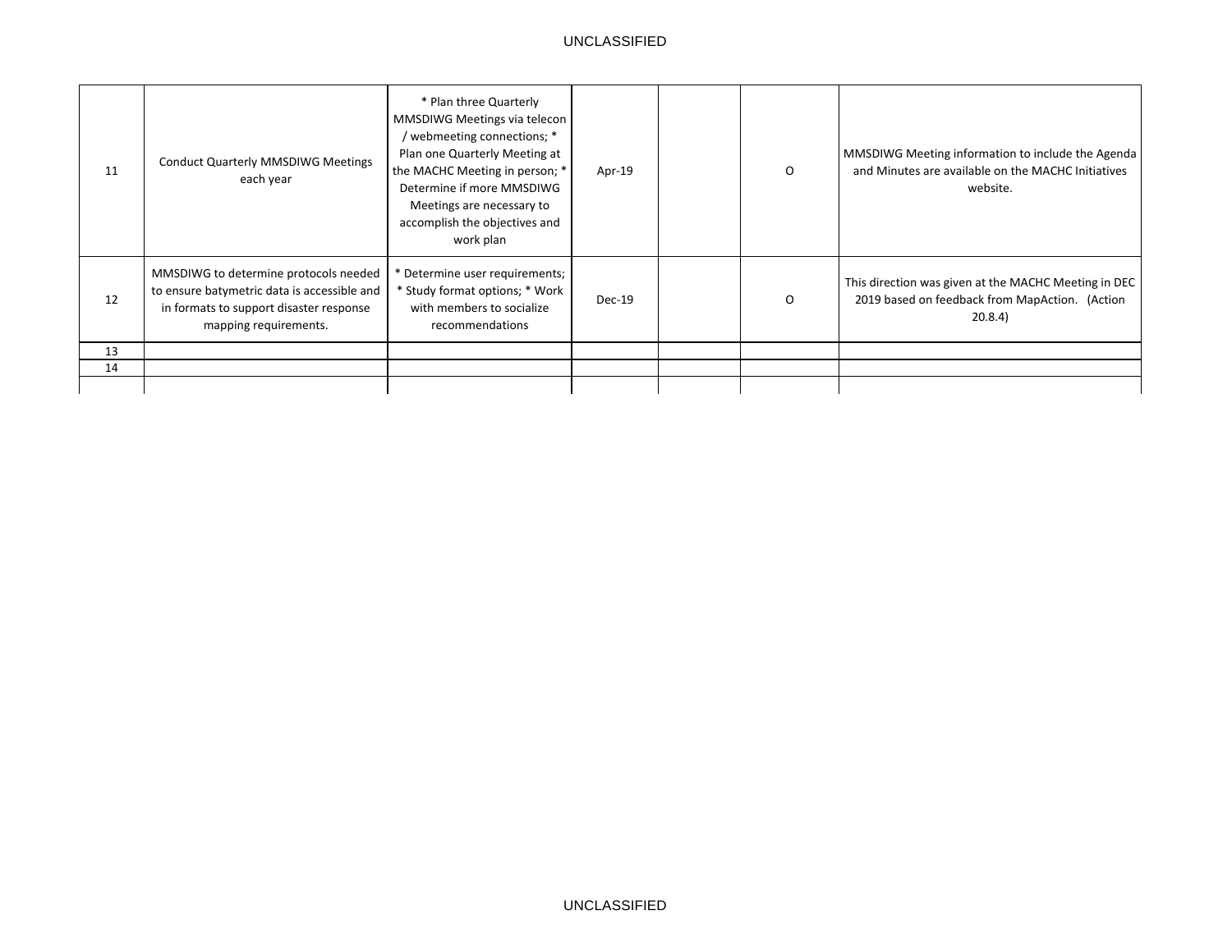| | | | | | | |
|---|---|---|---|---|---|---|
| 11 | Conduct Quarterly MMSDIWG Meetings each year | * Plan three Quarterly MMSDIWG Meetings via telecon / webmeeting connections; * Plan one Quarterly Meeting at the MACHC Meeting in person; * Determine if more MMSDIWG Meetings are necessary to accomplish the objectives and work plan | Apr-19 | | O | MMSDIWG Meeting information to include the Agenda and Minutes are available on the MACHC Initiatives website. |
| 12 | MMSDIWG to determine protocols needed to ensure batymetric data is accessible and in formats to support disaster response mapping requirements. | * Determine user requirements; * Study format options; * Work with members to socialize recommendations | Dec-19 | | O | This direction was given at the MACHC Meeting in DEC 2019 based on feedback from MapAction. (Action 20.8.4) |
| 13 | | | | | | |
| 14 | | | | | | |
| | | | | | | |